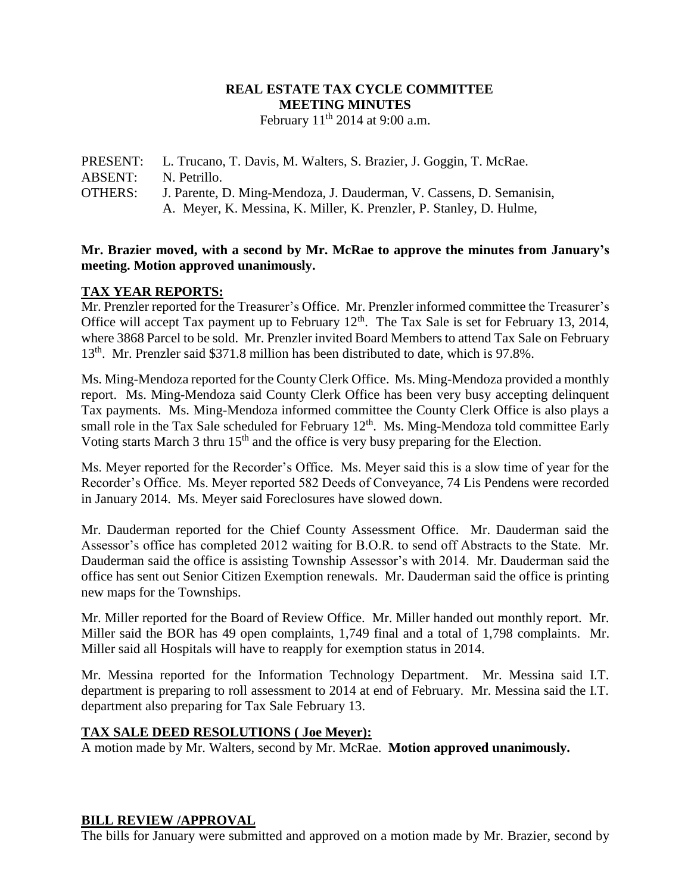**REAL ESTATE TAX CYCLE COMMITTEE**
**MEETING MINUTES**
February 11th 2014 at 9:00 a.m.

PRESENT: L. Trucano, T. Davis, M. Walters, S. Brazier, J. Goggin, T. McRae.
ABSENT: N. Petrillo.
OTHERS: J. Parente, D. Ming-Mendoza, J. Dauderman, V. Cassens, D. Semanisin, A. Meyer, K. Messina, K. Miller, K. Prenzler, P. Stanley, D. Hulme,

**Mr. Brazier moved, with a second by Mr. McRae to approve the minutes from January's meeting. Motion approved unanimously.**

**TAX YEAR REPORTS:**

Mr. Prenzler reported for the Treasurer's Office. Mr. Prenzler informed committee the Treasurer's Office will accept Tax payment up to February 12th. The Tax Sale is set for February 13, 2014, where 3868 Parcel to be sold. Mr. Prenzler invited Board Members to attend Tax Sale on February 13th. Mr. Prenzler said $371.8 million has been distributed to date, which is 97.8%.

Ms. Ming-Mendoza reported for the County Clerk Office. Ms. Ming-Mendoza provided a monthly report. Ms. Ming-Mendoza said County Clerk Office has been very busy accepting delinquent Tax payments. Ms. Ming-Mendoza informed committee the County Clerk Office is also plays a small role in the Tax Sale scheduled for February 12th. Ms. Ming-Mendoza told committee Early Voting starts March 3 thru 15th and the office is very busy preparing for the Election.

Ms. Meyer reported for the Recorder's Office. Ms. Meyer said this is a slow time of year for the Recorder's Office. Ms. Meyer reported 582 Deeds of Conveyance, 74 Lis Pendens were recorded in January 2014. Ms. Meyer said Foreclosures have slowed down.

Mr. Dauderman reported for the Chief County Assessment Office. Mr. Dauderman said the Assessor's office has completed 2012 waiting for B.O.R. to send off Abstracts to the State. Mr. Dauderman said the office is assisting Township Assessor's with 2014. Mr. Dauderman said the office has sent out Senior Citizen Exemption renewals. Mr. Dauderman said the office is printing new maps for the Townships.

Mr. Miller reported for the Board of Review Office. Mr. Miller handed out monthly report. Mr. Miller said the BOR has 49 open complaints, 1,749 final and a total of 1,798 complaints. Mr. Miller said all Hospitals will have to reapply for exemption status in 2014.

Mr. Messina reported for the Information Technology Department. Mr. Messina said I.T. department is preparing to roll assessment to 2014 at end of February. Mr. Messina said the I.T. department also preparing for Tax Sale February 13.

**TAX SALE DEED RESOLUTIONS ( Joe Meyer):**

A motion made by Mr. Walters, second by Mr. McRae. **Motion approved unanimously.**

**BILL REVIEW /APPROVAL**

The bills for January were submitted and approved on a motion made by Mr. Brazier, second by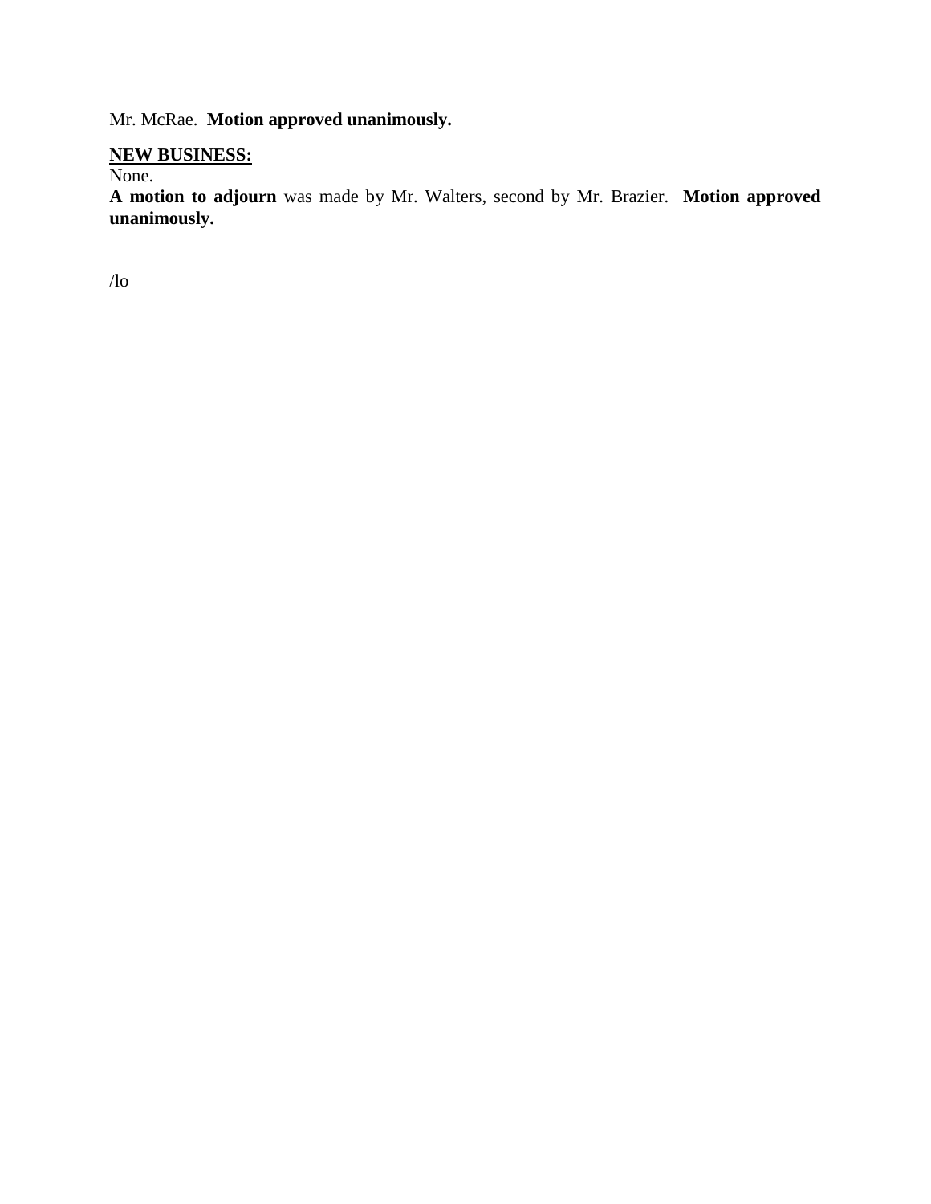Mr. McRae. **Motion approved unanimously.**

**NEW BUSINESS:**

None.

**A motion to adjourn** was made by Mr. Walters, second by Mr. Brazier. **Motion approved unanimously.**

/lo